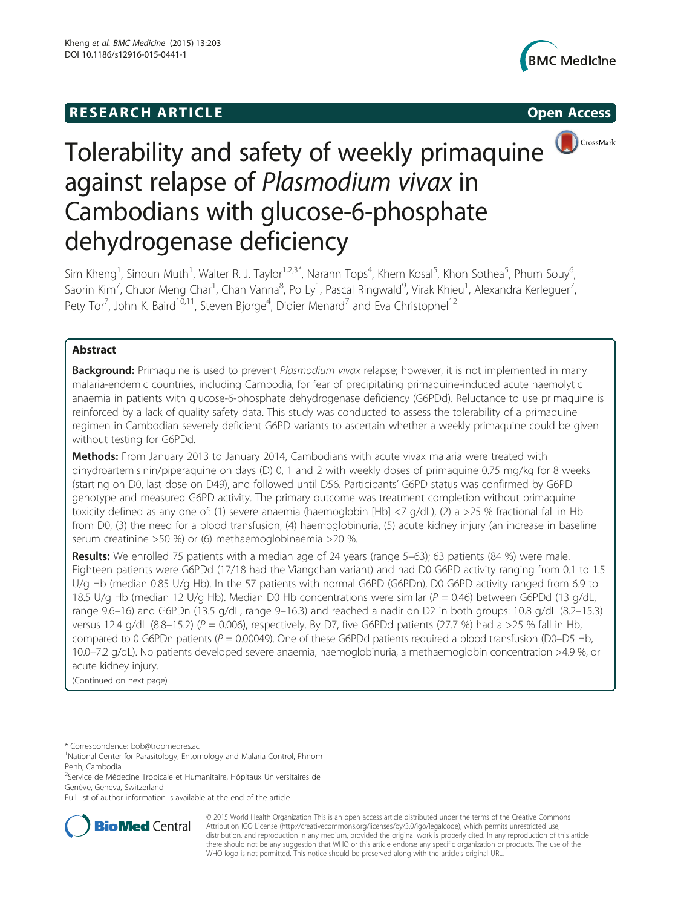# Tolerability and safety of weekly primaquine against relapse of *Plasmodium vivax* in Cambodians with glucose-6-phosphate dehydrogenase deficiency

**RESEARCH ARTICLE** **Open Access**

Sim Kheng[1], Sinoun Muth[1], Walter R. J. Taylor[1,2,3*], Narann Tops[4], Khem Kosal[5], Khon Sothea[5], Phum Souy[6], Saorin Kim[7], Chuor Meng Char[1], Chan Vanna[8], Po Ly[1], Pascal Ringwald[9], Virak Khieu[1], Alexandra Kerleguer[7], Pety Tor[7], John K. Baird[10,11], Steven Bjorge[4], Didier Menard[7] and Eva Christophel[12]

## Abstract

**Background:** Primaquine is used to prevent *Plasmodium vivax* relapse; however, it is not implemented in many malaria-endemic countries, including Cambodia, for fear of precipitating primaquine-induced acute haemolytic anaemia in patients with glucose-6-phosphate dehydrogenase deficiency (G6PDd). Reluctance to use primaquine is reinforced by a lack of quality safety data. This study was conducted to assess the tolerability of a primaquine regimen in Cambodian severely deficient G6PD variants to ascertain whether a weekly primaquine could be given without testing for G6PDd.

**Methods:** From January 2013 to January 2014, Cambodians with acute vivax malaria were treated with dihydroartemisinin/piperaquine on days (D) 0, 1 and 2 with weekly doses of primaquine 0.75 mg/kg for 8 weeks (starting on D0, last dose on D49), and followed until D56. Participants' G6PD status was confirmed by G6PD genotype and measured G6PD activity. The primary outcome was treatment completion without primaquine toxicity defined as any one of: (1) severe anaemia (haemoglobin [Hb] <7 g/dL), (2) a >25 % fractional fall in Hb from D0, (3) the need for a blood transfusion, (4) haemoglobinuria, (5) acute kidney injury (an increase in baseline serum creatinine >50 %) or (6) methaemoglobinaemia >20 %.

**Results:** We enrolled 75 patients with a median age of 24 years (range 5–63); 63 patients (84 %) were male. Eighteen patients were G6PDd (17/18 had the Viangchan variant) and had D0 G6PD activity ranging from 0.1 to 1.5 U/g Hb (median 0.85 U/g Hb). In the 57 patients with normal G6PD (G6PDn), D0 G6PD activity ranged from 6.9 to 18.5 U/g Hb (median 12 U/g Hb). Median D0 Hb concentrations were similar ($P = 0.46$) between G6PDd (13 g/dL, range 9.6–16) and G6PDn (13.5 g/dL, range 9–16.3) and reached a nadir on D2 in both groups: 10.8 g/dL (8.2–15.3) versus 12.4 g/dL (8.8–15.2) ($P = 0.006$), respectively. By D7, five G6PDd patients (27.7 %) had a >25 % fall in Hb, compared to 0 G6PDn patients ($P = 0.00049$). One of these G6PDd patients required a blood transfusion (D0–D5 Hb, 10.0–7.2 g/dL). No patients developed severe anaemia, haemoglobinuria, a methaemoglobin concentration >4.9 %, or acute kidney injury.

(Continued on next page)

\* Correspondence: bob@tropmedres.ac

[1]National Center for Parasitology, Entomology and Malaria Control, Phnom Penh, Cambodia

[2]Service de Médecine Tropicale et Humanitaire, Hôpitaux Universitaires de Genève, Geneva, Switzerland

Full list of author information is available at the end of the article

© 2015 World Health Organization This is an open access article distributed under the terms of the Creative Commons Attribution IGO License (http://creativecommons.org/licenses/by/3.0/igo/legalcode), which permits unrestricted use, distribution, and reproduction in any medium, provided the original work is properly cited. In any reproduction of this article there should not be any suggestion that WHO or this article endorse any specific organization or products. The use of the WHO logo is not permitted. This notice should be preserved along with the article's original URL.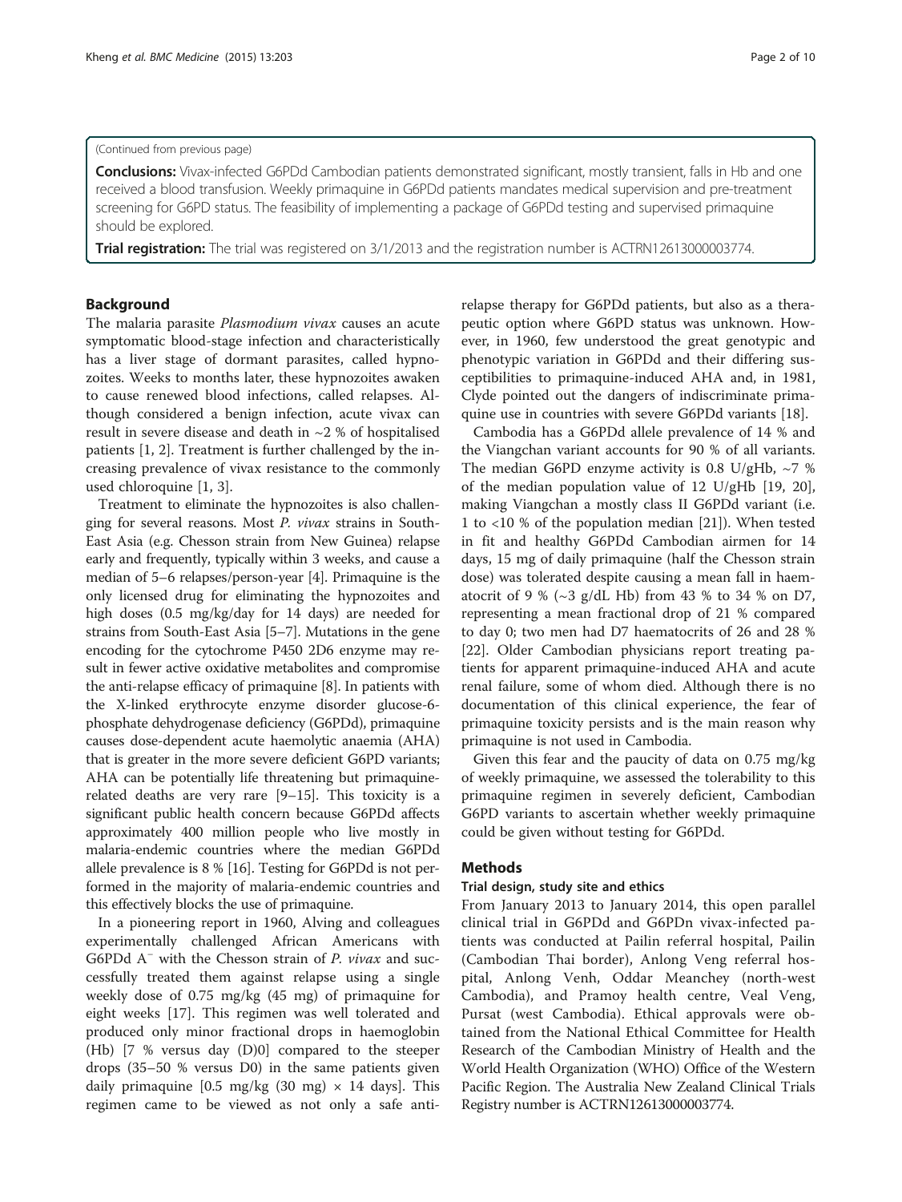(Continued from previous page)

**Conclusions:** Vivax-infected G6PDd Cambodian patients demonstrated significant, mostly transient, falls in Hb and one received a blood transfusion. Weekly primaquine in G6PDd patients mandates medical supervision and pre-treatment screening for G6PD status. The feasibility of implementing a package of G6PDd testing and supervised primaquine should be explored.

**Trial registration:** The trial was registered on 3/1/2013 and the registration number is ACTRN12613000003774.

## Background

The malaria parasite *Plasmodium vivax* causes an acute symptomatic blood-stage infection and characteristically has a liver stage of dormant parasites, called hypnozoites. Weeks to months later, these hypnozoites awaken to cause renewed blood infections, called relapses. Although considered a benign infection, acute vivax can result in severe disease and death in ~2 % of hospitalised patients [1, 2]. Treatment is further challenged by the increasing prevalence of vivax resistance to the commonly used chloroquine [1, 3].

Treatment to eliminate the hypnozoites is also challenging for several reasons. Most *P. vivax* strains in South-East Asia (e.g. Chesson strain from New Guinea) relapse early and frequently, typically within 3 weeks, and cause a median of 5–6 relapses/person-year [4]. Primaquine is the only licensed drug for eliminating the hypnozoites and high doses (0.5 mg/kg/day for 14 days) are needed for strains from South-East Asia [5–7]. Mutations in the gene encoding for the cytochrome P450 2D6 enzyme may result in fewer active oxidative metabolites and compromise the anti-relapse efficacy of primaquine [8]. In patients with the X-linked erythrocyte enzyme disorder glucose-6-phosphate dehydrogenase deficiency (G6PDd), primaquine causes dose-dependent acute haemolytic anaemia (AHA) that is greater in the more severe deficient G6PD variants; AHA can be potentially life threatening but primaquine-related deaths are very rare [9–15]. This toxicity is a significant public health concern because G6PDd affects approximately 400 million people who live mostly in malaria-endemic countries where the median G6PDd allele prevalence is 8 % [16]. Testing for G6PDd is not performed in the majority of malaria-endemic countries and this effectively blocks the use of primaquine.

In a pioneering report in 1960, Alving and colleagues experimentally challenged African Americans with G6PDd A$^{-}$ with the Chesson strain of *P. vivax* and successfully treated them against relapse using a single weekly dose of 0.75 mg/kg (45 mg) of primaquine for eight weeks [17]. This regimen was well tolerated and produced only minor fractional drops in haemoglobin (Hb) [7 % versus day (D)0] compared to the steeper drops (35–50 % versus D0) in the same patients given daily primaquine [0.5 mg/kg (30 mg) × 14 days]. This regimen came to be viewed as not only a safe anti-relapse therapy for G6PDd patients, but also as a therapeutic option where G6PD status was unknown. However, in 1960, few understood the great genotypic and phenotypic variation in G6PDd and their differing susceptibilities to primaquine-induced AHA and, in 1981, Clyde pointed out the dangers of indiscriminate primaquine use in countries with severe G6PDd variants [18].

Cambodia has a G6PDd allele prevalence of 14 % and the Viangchan variant accounts for 90 % of all variants. The median G6PD enzyme activity is 0.8 U/gHb, ~7 % of the median population value of 12 U/gHb [19, 20], making Viangchan a mostly class II G6PDd variant (i.e. 1 to <10 % of the population median [21]). When tested in fit and healthy G6PDd Cambodian airmen for 14 days, 15 mg of daily primaquine (half the Chesson strain dose) was tolerated despite causing a mean fall in haematocrit of 9 % (~3 g/dL Hb) from 43 % to 34 % on D7, representing a mean fractional drop of 21 % compared to day 0; two men had D7 haematocrits of 26 and 28 % [22]. Older Cambodian physicians report treating patients for apparent primaquine-induced AHA and acute renal failure, some of whom died. Although there is no documentation of this clinical experience, the fear of primaquine toxicity persists and is the main reason why primaquine is not used in Cambodia.

Given this fear and the paucity of data on 0.75 mg/kg of weekly primaquine, we assessed the tolerability to this primaquine regimen in severely deficient, Cambodian G6PD variants to ascertain whether weekly primaquine could be given without testing for G6PDd.

## Methods

### Trial design, study site and ethics

From January 2013 to January 2014, this open parallel clinical trial in G6PDd and G6PDn vivax-infected patients was conducted at Pailin referral hospital, Pailin (Cambodian Thai border), Anlong Veng referral hospital, Anlong Venh, Oddar Meanchey (north-west Cambodia), and Pramoy health centre, Veal Veng, Pursat (west Cambodia). Ethical approvals were obtained from the National Ethical Committee for Health Research of the Cambodian Ministry of Health and the World Health Organization (WHO) Office of the Western Pacific Region. The Australia New Zealand Clinical Trials Registry number is ACTRN12613000003774.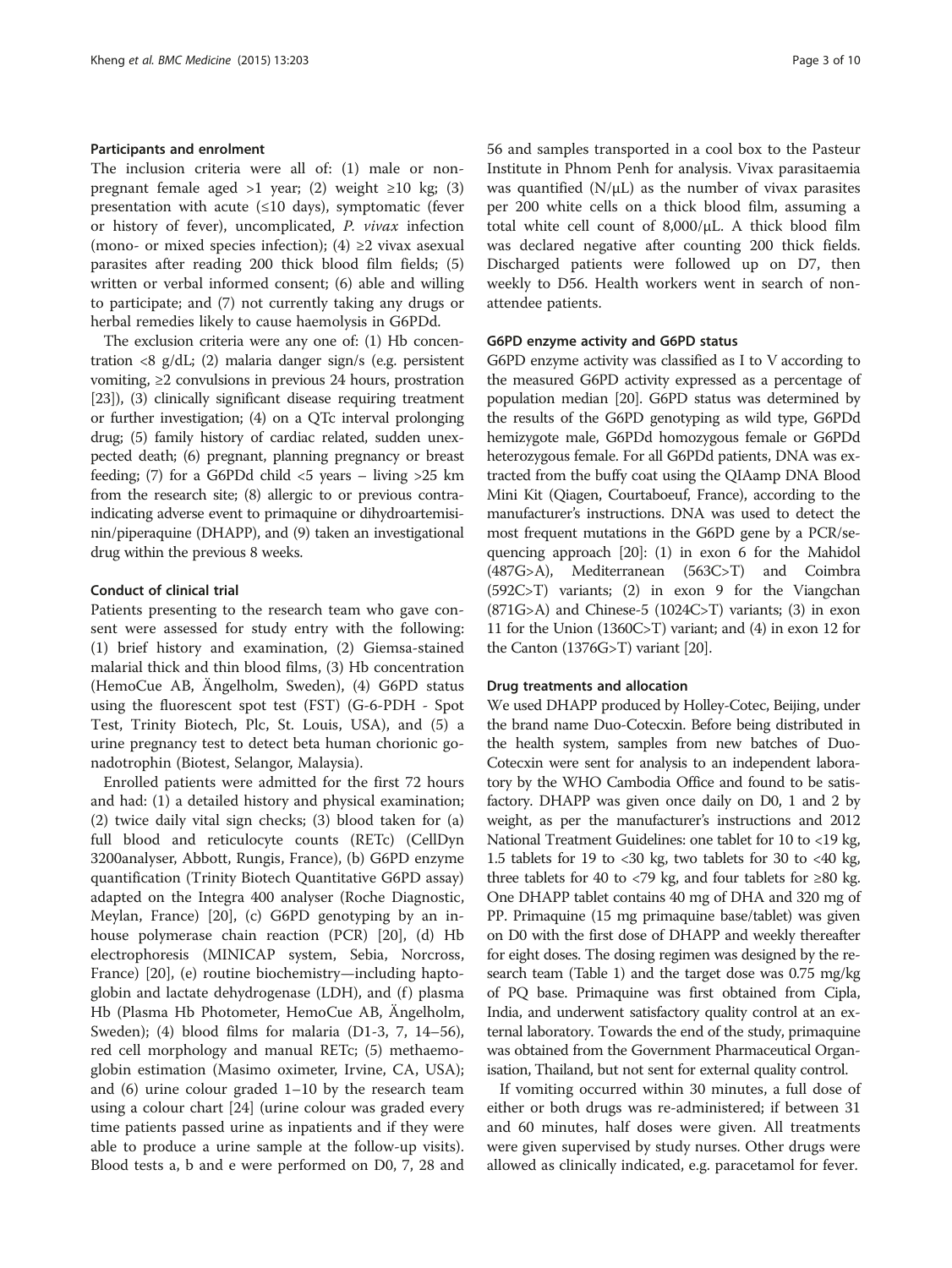### Participants and enrolment

The inclusion criteria were all of: (1) male or non-pregnant female aged >1 year; (2) weight ≥10 kg; (3) presentation with acute (≤10 days), symptomatic (fever or history of fever), uncomplicated, *P. vivax* infection (mono- or mixed species infection); (4) ≥2 vivax asexual parasites after reading 200 thick blood film fields; (5) written or verbal informed consent; (6) able and willing to participate; and (7) not currently taking any drugs or herbal remedies likely to cause haemolysis in G6PDd.

The exclusion criteria were any one of: (1) Hb concentration <8 g/dL; (2) malaria danger sign/s (e.g. persistent vomiting, ≥2 convulsions in previous 24 hours, prostration [23]), (3) clinically significant disease requiring treatment or further investigation; (4) on a QTc interval prolonging drug; (5) family history of cardiac related, sudden unexpected death; (6) pregnant, planning pregnancy or breast feeding; (7) for a G6PDd child <5 years – living >25 km from the research site; (8) allergic to or previous contra-indicating adverse event to primaquine or dihydroartemisinin/piperaquine (DHAPP), and (9) taken an investigational drug within the previous 8 weeks.

### Conduct of clinical trial

Patients presenting to the research team who gave consent were assessed for study entry with the following: (1) brief history and examination, (2) Giemsa-stained malarial thick and thin blood films, (3) Hb concentration (HemoCue AB, Ängelholm, Sweden), (4) G6PD status using the fluorescent spot test (FST) (G-6-PDH - Spot Test, Trinity Biotech, Plc, St. Louis, USA), and (5) a urine pregnancy test to detect beta human chorionic gonadotrophin (Biotest, Selangor, Malaysia).

Enrolled patients were admitted for the first 72 hours and had: (1) a detailed history and physical examination; (2) twice daily vital sign checks; (3) blood taken for (a) full blood and reticulocyte counts (RETc) (CellDyn 3200analyser, Abbott, Rungis, France), (b) G6PD enzyme quantification (Trinity Biotech Quantitative G6PD assay) adapted on the Integra 400 analyser (Roche Diagnostic, Meylan, France) [20], (c) G6PD genotyping by an in-house polymerase chain reaction (PCR) [20], (d) Hb electrophoresis (MINICAP system, Sebia, Norcross, France) [20], (e) routine biochemistry—including haptoglobin and lactate dehydrogenase (LDH), and (f) plasma Hb (Plasma Hb Photometer, HemoCue AB, Ängelholm, Sweden); (4) blood films for malaria (D1-3, 7, 14–56), red cell morphology and manual RETc; (5) methaemoglobin estimation (Masimo oximeter, Irvine, CA, USA); and (6) urine colour graded 1–10 by the research team using a colour chart [24] (urine colour was graded every time patients passed urine as inpatients and if they were able to produce a urine sample at the follow-up visits). Blood tests a, b and e were performed on D0, 7, 28 and 56 and samples transported in a cool box to the Pasteur Institute in Phnom Penh for analysis. Vivax parasitaemia was quantified (N/μL) as the number of vivax parasites per 200 white cells on a thick blood film, assuming a total white cell count of 8,000/μL. A thick blood film was declared negative after counting 200 thick fields. Discharged patients were followed up on D7, then weekly to D56. Health workers went in search of non-attendee patients.

### G6PD enzyme activity and G6PD status

G6PD enzyme activity was classified as I to V according to the measured G6PD activity expressed as a percentage of population median [20]. G6PD status was determined by the results of the G6PD genotyping as wild type, G6PDd hemizygote male, G6PDd homozygous female or G6PDd heterozygous female. For all G6PDd patients, DNA was extracted from the buffy coat using the QIAamp DNA Blood Mini Kit (Qiagen, Courtaboeuf, France), according to the manufacturer's instructions. DNA was used to detect the most frequent mutations in the G6PD gene by a PCR/sequencing approach [20]: (1) in exon 6 for the Mahidol (487G>A), Mediterranean (563C>T) and Coimbra (592C>T) variants; (2) in exon 9 for the Viangchan (871G>A) and Chinese-5 (1024C>T) variants; (3) in exon 11 for the Union (1360C>T) variant; and (4) in exon 12 for the Canton (1376G>T) variant [20].

### Drug treatments and allocation

We used DHAPP produced by Holley-Cotec, Beijing, under the brand name Duo-Cotecxin. Before being distributed in the health system, samples from new batches of Duo-Cotecxin were sent for analysis to an independent laboratory by the WHO Cambodia Office and found to be satisfactory. DHAPP was given once daily on D0, 1 and 2 by weight, as per the manufacturer's instructions and 2012 National Treatment Guidelines: one tablet for 10 to <19 kg, 1.5 tablets for 19 to <30 kg, two tablets for 30 to <40 kg, three tablets for 40 to <79 kg, and four tablets for ≥80 kg. One DHAPP tablet contains 40 mg of DHA and 320 mg of PP. Primaquine (15 mg primaquine base/tablet) was given on D0 with the first dose of DHAPP and weekly thereafter for eight doses. The dosing regimen was designed by the research team (Table 1) and the target dose was 0.75 mg/kg of PQ base. Primaquine was first obtained from Cipla, India, and underwent satisfactory quality control at an external laboratory. Towards the end of the study, primaquine was obtained from the Government Pharmaceutical Organisation, Thailand, but not sent for external quality control.

If vomiting occurred within 30 minutes, a full dose of either or both drugs was re-administered; if between 31 and 60 minutes, half doses were given. All treatments were given supervised by study nurses. Other drugs were allowed as clinically indicated, e.g. paracetamol for fever.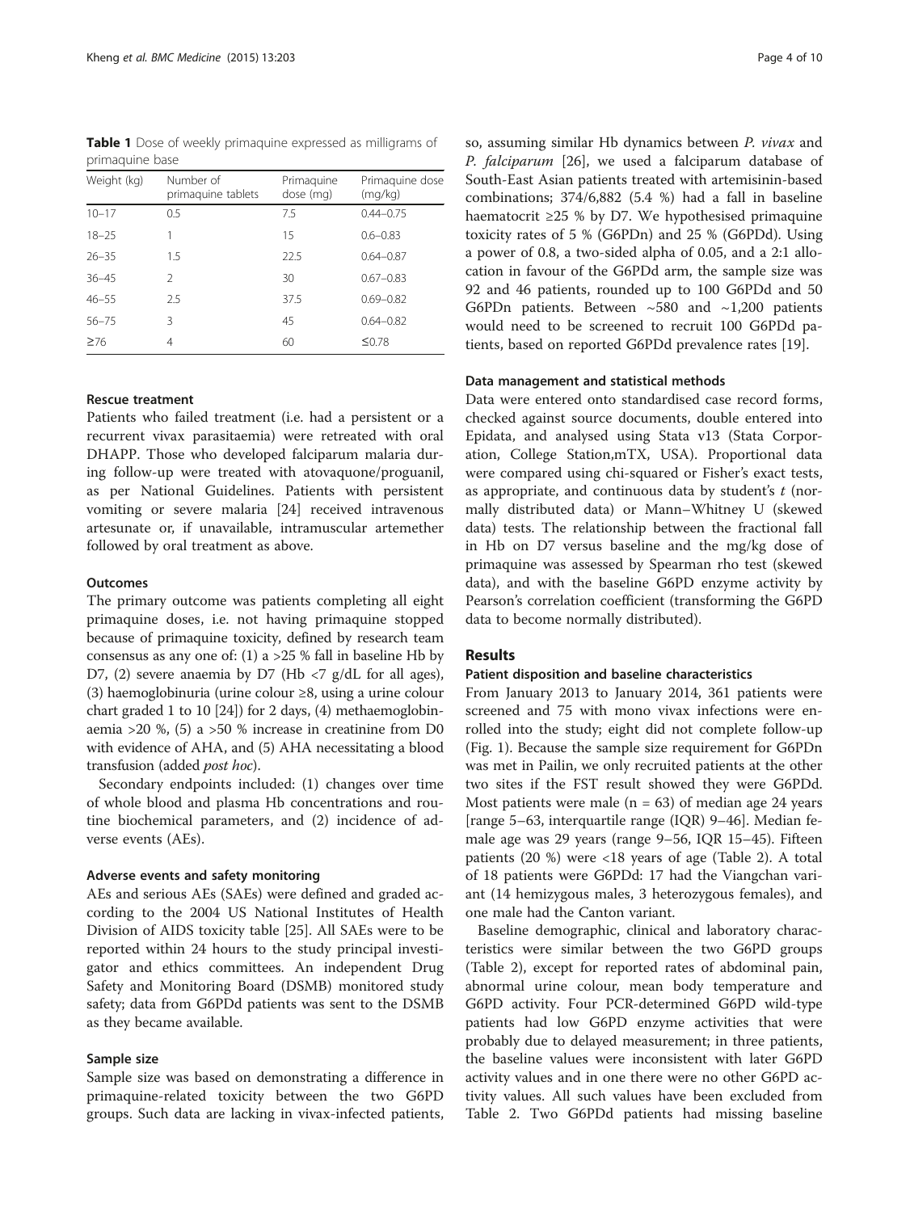**Table 1** Dose of weekly primaquine expressed as milligrams of primaquine base

| Weight (kg) | Number of primaquine tablets | Primaquine dose (mg) | Primaquine dose (mg/kg) |
|---|---|---|---|
| 10–17 | 0.5 | 7.5 | 0.44–0.75 |
| 18–25 | 1 | 15 | 0.6–0.83 |
| 26–35 | 1.5 | 22.5 | 0.64–0.87 |
| 36–45 | 2 | 30 | 0.67–0.83 |
| 46–55 | 2.5 | 37.5 | 0.69–0.82 |
| 56–75 | 3 | 45 | 0.64–0.82 |
| ≥76 | 4 | 60 | ≤0.78 |

### Rescue treatment

Patients who failed treatment (i.e. had a persistent or a recurrent vivax parasitaemia) were retreated with oral DHAPP. Those who developed falciparum malaria during follow-up were treated with atovaquone/proguanil, as per National Guidelines. Patients with persistent vomiting or severe malaria [24] received intravenous artesunate or, if unavailable, intramuscular artemether followed by oral treatment as above.

### Outcomes

The primary outcome was patients completing all eight primaquine doses, i.e. not having primaquine stopped because of primaquine toxicity, defined by research team consensus as any one of: (1) a >25 % fall in baseline Hb by D7, (2) severe anaemia by D7 (Hb <7 g/dL for all ages), (3) haemoglobinuria (urine colour ≥8, using a urine colour chart graded 1 to 10 [24]) for 2 days, (4) methaemoglobinaemia >20 %, (5) a >50 % increase in creatinine from D0 with evidence of AHA, and (5) AHA necessitating a blood transfusion (added *post hoc*).

Secondary endpoints included: (1) changes over time of whole blood and plasma Hb concentrations and routine biochemical parameters, and (2) incidence of adverse events (AEs).

### Adverse events and safety monitoring

AEs and serious AEs (SAEs) were defined and graded according to the 2004 US National Institutes of Health Division of AIDS toxicity table [25]. All SAEs were to be reported within 24 hours to the study principal investigator and ethics committees. An independent Drug Safety and Monitoring Board (DSMB) monitored study safety; data from G6PDd patients was sent to the DSMB as they became available.

### Sample size

Sample size was based on demonstrating a difference in primaquine-related toxicity between the two G6PD groups. Such data are lacking in vivax-infected patients, so, assuming similar Hb dynamics between *P. vivax* and *P. falciparum* [26], we used a falciparum database of South-East Asian patients treated with artemisinin-based combinations; 374/6,882 (5.4 %) had a fall in baseline haematocrit ≥25 % by D7. We hypothesised primaquine toxicity rates of 5 % (G6PDn) and 25 % (G6PDd). Using a power of 0.8, a two-sided alpha of 0.05, and a 2:1 allocation in favour of the G6PDd arm, the sample size was 92 and 46 patients, rounded up to 100 G6PDd and 50 G6PDn patients. Between ~580 and ~1,200 patients would need to be screened to recruit 100 G6PDd patients, based on reported G6PDd prevalence rates [19].

### Data management and statistical methods

Data were entered onto standardised case record forms, checked against source documents, double entered into Epidata, and analysed using Stata v13 (Stata Corporation, College Station,mTX, USA). Proportional data were compared using chi-squared or Fisher's exact tests, as appropriate, and continuous data by student's *t* (normally distributed data) or Mann–Whitney U (skewed data) tests. The relationship between the fractional fall in Hb on D7 versus baseline and the mg/kg dose of primaquine was assessed by Spearman rho test (skewed data), and with the baseline G6PD enzyme activity by Pearson's correlation coefficient (transforming the G6PD data to become normally distributed).

## Results

### Patient disposition and baseline characteristics

From January 2013 to January 2014, 361 patients were screened and 75 with mono vivax infections were enrolled into the study; eight did not complete follow-up (Fig. 1). Because the sample size requirement for G6PDn was met in Pailin, we only recruited patients at the other two sites if the FST result showed they were G6PDd. Most patients were male (n = 63) of median age 24 years [range 5–63, interquartile range (IQR) 9–46]. Median female age was 29 years (range 9–56, IQR 15–45). Fifteen patients (20 %) were <18 years of age (Table 2). A total of 18 patients were G6PDd: 17 had the Viangchan variant (14 hemizygous males, 3 heterozygous females), and one male had the Canton variant.

Baseline demographic, clinical and laboratory characteristics were similar between the two G6PD groups (Table 2), except for reported rates of abdominal pain, abnormal urine colour, mean body temperature and G6PD activity. Four PCR-determined G6PD wild-type patients had low G6PD enzyme activities that were probably due to delayed measurement; in three patients, the baseline values were inconsistent with later G6PD activity values and in one there were no other G6PD activity values. All such values have been excluded from Table 2. Two G6PDd patients had missing baseline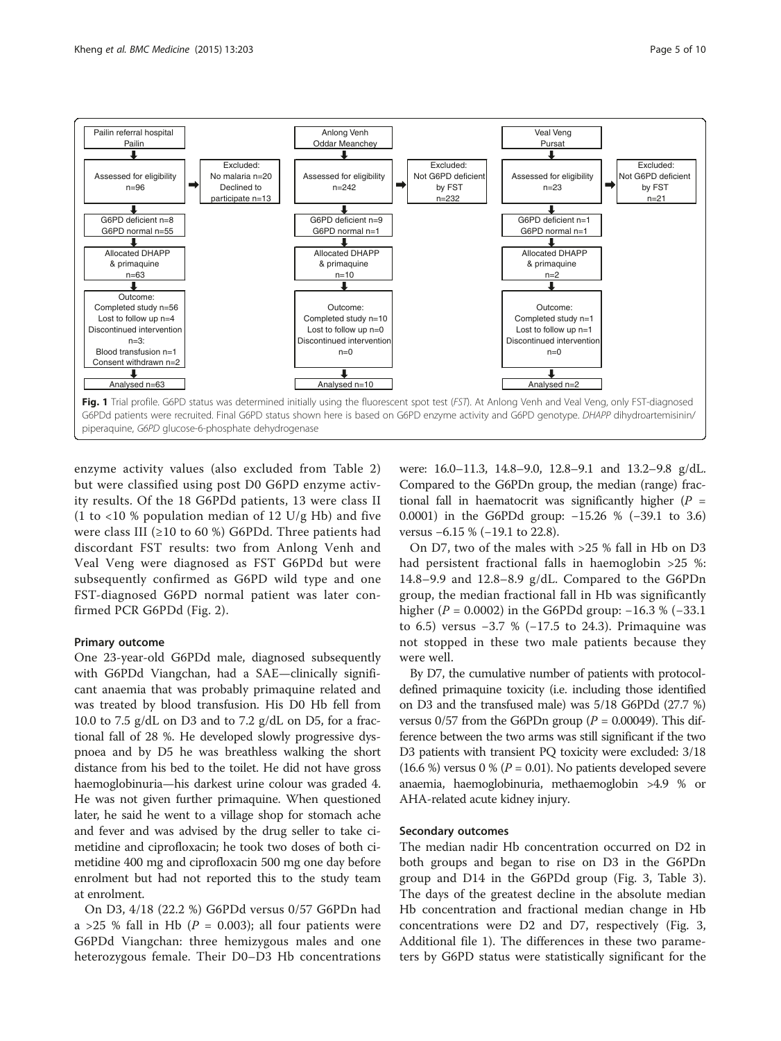| Pailin referral hospital Pailin | Anlong Venh Oddar Meanchey | Veal Veng Pursat |
|---|---|---|
| Assessed for eligibility n=96 | Assessed for eligibility n=242 | Assessed for eligibility n=23 |
| Excluded: No malaria n=20 Declined to participate n=13 | Excluded: Not G6PD deficient by FST n=232 | Excluded: Not G6PD deficient by FST n=21 |
| G6PD deficient n=8 G6PD normal n=55 | G6PD deficient n=9 G6PD normal n=1 | G6PD deficient n=1 G6PD normal n=1 |
| Allocated DHAPP & primaquine n=63 | Allocated DHAPP & primaquine n=10 | Allocated DHAPP & primaquine n=2 |
| Outcome: Completed study n=56 Lost to follow up n=4 Discontinued intervention n=3: Blood transfusion n=1 Consent withdrawn n=2 | Outcome: Completed study n=10 Lost to follow up n=0 Discontinued intervention n=0 | Outcome: Completed study n=1 Lost to follow up n=1 Discontinued intervention n=0 |
| Analysed n=63 | Analysed n=10 | Analysed n=2 |

**Fig. 1** Trial profile. G6PD status was determined initially using the fluorescent spot test (*FST*). At Anlong Venh and Veal Veng, only FST-diagnosed G6PDd patients were recruited. Final G6PD status shown here is based on G6PD enzyme activity and G6PD genotype. *DHAPP* dihydroartemisinin/piperaquine, *G6PD* glucose-6-phosphate dehydrogenase

enzyme activity values (also excluded from Table 2) but were classified using post D0 G6PD enzyme activity results. Of the 18 G6PDd patients, 13 were class II (1 to <10 % population median of 12 U/g Hb) and five were class III (≥10 to 60 %) G6PDd. Three patients had discordant FST results: two from Anlong Venh and Veal Veng were diagnosed as FST G6PDd but were subsequently confirmed as G6PD wild type and one FST-diagnosed G6PD normal patient was later confirmed PCR G6PDd (Fig. 2).

### Primary outcome

One 23-year-old G6PDd male, diagnosed subsequently with G6PDd Viangchan, had a SAE—clinically significant anaemia that was probably primaquine related and was treated by blood transfusion. His D0 Hb fell from 10.0 to 7.5 g/dL on D3 and to 7.2 g/dL on D5, for a fractional fall of 28 %. He developed slowly progressive dyspnoea and by D5 he was breathless walking the short distance from his bed to the toilet. He did not have gross haemoglobinuria—his darkest urine colour was graded 4. He was not given further primaquine. When questioned later, he said he went to a village shop for stomach ache and fever and was advised by the drug seller to take cimetidine and ciprofloxacin; he took two doses of both cimetidine 400 mg and ciprofloxacin 500 mg one day before enrolment but had not reported this to the study team at enrolment.

On D3, 4/18 (22.2 %) G6PDd versus 0/57 G6PDn had a >25 % fall in Hb ($P$ = 0.003); all four patients were G6PDd Viangchan: three hemizygous males and one heterozygous female. Their D0–D3 Hb concentrations were: 16.0–11.3, 14.8–9.0, 12.8–9.1 and 13.2–9.8 g/dL. Compared to the G6PDn group, the median (range) fractional fall in haematocrit was significantly higher ($P$ = 0.0001) in the G6PDd group: −15.26 % (−39.1 to 3.6) versus −6.15 % (−19.1 to 22.8).

On D7, two of the males with >25 % fall in Hb on D3 had persistent fractional falls in haemoglobin >25 %: 14.8–9.9 and 12.8–8.9 g/dL. Compared to the G6PDn group, the median fractional fall in Hb was significantly higher ($P$ = 0.0002) in the G6PDd group: −16.3 % (−33.1 to 6.5) versus −3.7 % (−17.5 to 24.3). Primaquine was not stopped in these two male patients because they were well.

By D7, the cumulative number of patients with protocol-defined primaquine toxicity (i.e. including those identified on D3 and the transfused male) was 5/18 G6PDd (27.7 %) versus 0/57 from the G6PDn group ($P$ = 0.00049). This difference between the two arms was still significant if the two D3 patients with transient PQ toxicity were excluded: 3/18 (16.6 %) versus 0 % ($P$ = 0.01). No patients developed severe anaemia, haemoglobinuria, methaemoglobin >4.9 % or AHA-related acute kidney injury.

### Secondary outcomes

The median nadir Hb concentration occurred on D2 in both groups and began to rise on D3 in the G6PDn group and D14 in the G6PDd group (Fig. 3, Table 3). The days of the greatest decline in the absolute median Hb concentration and fractional median change in Hb concentrations were D2 and D7, respectively (Fig. 3, Additional file 1). The differences in these two parameters by G6PD status were statistically significant for the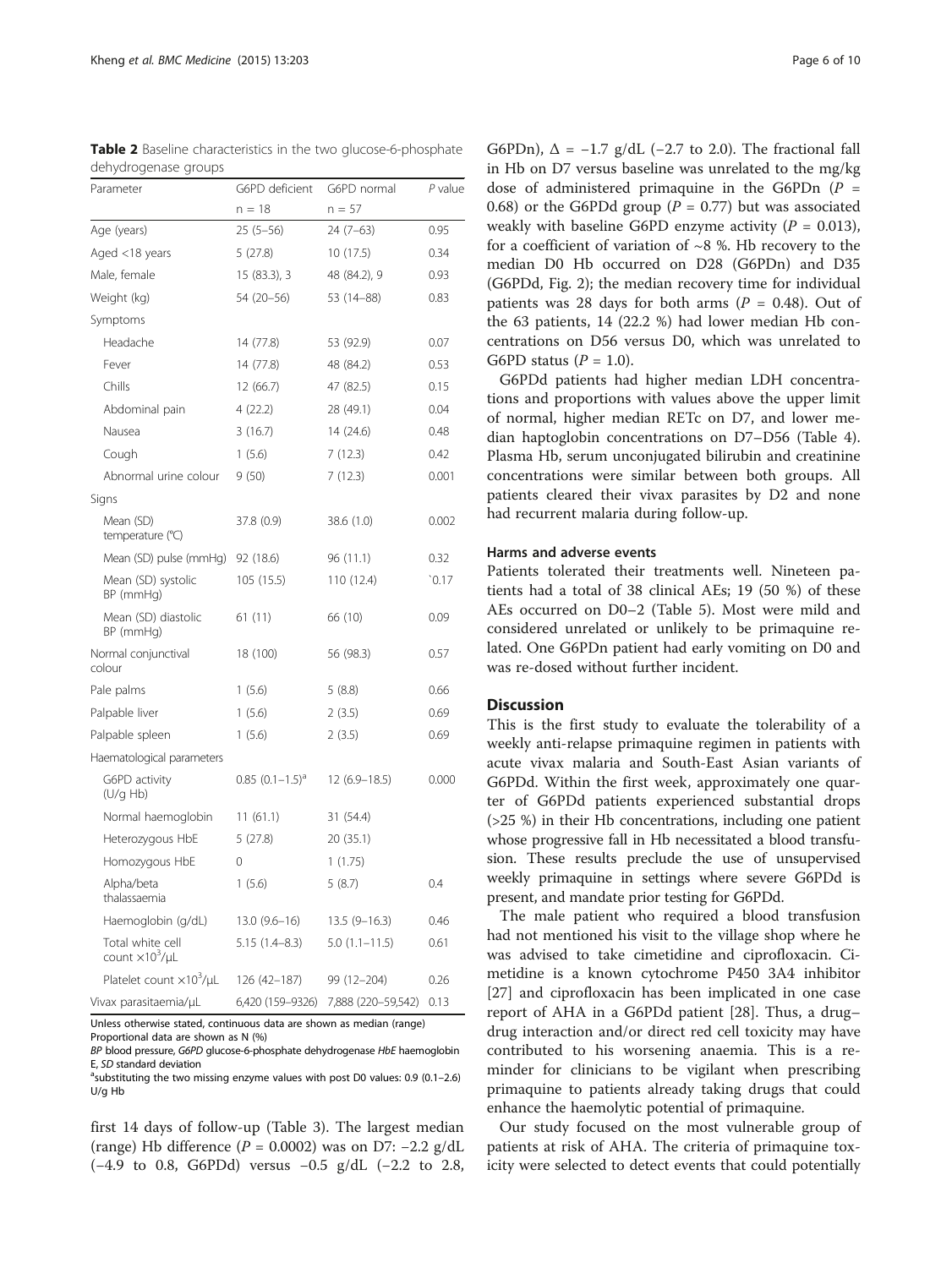**Table 2** Baseline characteristics in the two glucose-6-phosphate dehydrogenase groups

| Parameter | G6PD deficient | G6PD normal | *P* value |
|---|---|---|---|
| | n = 18 | n = 57 | |
| Age (years) | 25 (5–56) | 24 (7–63) | 0.95 |
| Aged <18 years | 5 (27.8) | 10 (17.5) | 0.34 |
| Male, female | 15 (83.3), 3 | 48 (84.2), 9 | 0.93 |
| Weight (kg) | 54 (20–56) | 53 (14–88) | 0.83 |
| Symptoms | | | |
| Headache | 14 (77.8) | 53 (92.9) | 0.07 |
| Fever | 14 (77.8) | 48 (84.2) | 0.53 |
| Chills | 12 (66.7) | 47 (82.5) | 0.15 |
| Abdominal pain | 4 (22.2) | 28 (49.1) | 0.04 |
| Nausea | 3 (16.7) | 14 (24.6) | 0.48 |
| Cough | 1 (5.6) | 7 (12.3) | 0.42 |
| Abnormal urine colour | 9 (50) | 7 (12.3) | 0.001 |
| Signs | | | |
| Mean (SD) temperature (℃) | 37.8 (0.9) | 38.6 (1.0) | 0.002 |
| Mean (SD) pulse (mmHg) | 92 (18.6) | 96 (11.1) | 0.32 |
| Mean (SD) systolic BP (mmHg) | 105 (15.5) | 110 (12.4) | `0.17 |
| Mean (SD) diastolic BP (mmHg) | 61 (11) | 66 (10) | 0.09 |
| Normal conjunctival colour | 18 (100) | 56 (98.3) | 0.57 |
| Pale palms | 1 (5.6) | 5 (8.8) | 0.66 |
| Palpable liver | 1 (5.6) | 2 (3.5) | 0.69 |
| Palpable spleen | 1 (5.6) | 2 (3.5) | 0.69 |
| Haematological parameters | | | |
| G6PD activity (U/g Hb) | 0.85 (0.1–1.5)[a] | 12 (6.9–18.5) | 0.000 |
| Normal haemoglobin | 11 (61.1) | 31 (54.4) | |
| Heterozygous HbE | 5 (27.8) | 20 (35.1) | |
| Homozygous HbE | 0 | 1 (1.75) | |
| Alpha/beta thalassaemia | 1 (5.6) | 5 (8.7) | 0.4 |
| Haemoglobin (g/dL) | 13.0 (9.6–16) | 13.5 (9–16.3) | 0.46 |
| Total white cell count $\times 10^3$/μL | 5.15 (1.4–8.3) | 5.0 (1.1–11.5) | 0.61 |
| Platelet count $\times 10^3$/μL | 126 (42–187) | 99 (12–204) | 0.26 |
| Vivax parasitaemia/μL | 6,420 (159–9326) | 7,888 (220–59,542) | 0.13 |

Unless otherwise stated, continuous data are shown as median (range)
Proportional data are shown as N (%)
BP blood pressure, G6PD glucose-6-phosphate dehydrogenase HbE haemoglobin E, SD standard deviation
[a]substituting the two missing enzyme values with post D0 values: 0.9 (0.1–2.6) U/g Hb

first 14 days of follow-up (Table 3). The largest median (range) Hb difference ($P = 0.0002$) was on D7: −2.2 g/dL (−4.9 to 0.8, G6PDd) versus −0.5 g/dL (−2.2 to 2.8, G6PDn), $\Delta = -1.7$ g/dL (−2.7 to 2.0). The fractional fall in Hb on D7 versus baseline was unrelated to the mg/kg dose of administered primaquine in the G6PDn ($P = 0.68$) or the G6PDd group ($P = 0.77$) but was associated weakly with baseline G6PD enzyme activity ($P = 0.013$), for a coefficient of variation of ~8 %. Hb recovery to the median D0 Hb occurred on D28 (G6PDn) and D35 (G6PDd, Fig. 2); the median recovery time for individual patients was 28 days for both arms ($P = 0.48$). Out of the 63 patients, 14 (22.2 %) had lower median Hb concentrations on D56 versus D0, which was unrelated to G6PD status ($P = 1.0$).

G6PDd patients had higher median LDH concentrations and proportions with values above the upper limit of normal, higher median RETc on D7, and lower median haptoglobin concentrations on D7–D56 (Table 4). Plasma Hb, serum unconjugated bilirubin and creatinine concentrations were similar between both groups. All patients cleared their vivax parasites by D2 and none had recurrent malaria during follow-up.

### Harms and adverse events

Patients tolerated their treatments well. Nineteen patients had a total of 38 clinical AEs; 19 (50 %) of these AEs occurred on D0–2 (Table 5). Most were mild and considered unrelated or unlikely to be primaquine related. One G6PDn patient had early vomiting on D0 and was re-dosed without further incident.

## Discussion

This is the first study to evaluate the tolerability of a weekly anti-relapse primaquine regimen in patients with acute vivax malaria and South-East Asian variants of G6PDd. Within the first week, approximately one quarter of G6PDd patients experienced substantial drops (>25 %) in their Hb concentrations, including one patient whose progressive fall in Hb necessitated a blood transfusion. These results preclude the use of unsupervised weekly primaquine in settings where severe G6PDd is present, and mandate prior testing for G6PDd.

The male patient who required a blood transfusion had not mentioned his visit to the village shop where he was advised to take cimetidine and ciprofloxacin. Cimetidine is a known cytochrome P450 3A4 inhibitor [27] and ciprofloxacin has been implicated in one case report of AHA in a G6PDd patient [28]. Thus, a drug–drug interaction and/or direct red cell toxicity may have contributed to his worsening anaemia. This is a reminder for clinicians to be vigilant when prescribing primaquine to patients already taking drugs that could enhance the haemolytic potential of primaquine.

Our study focused on the most vulnerable group of patients at risk of AHA. The criteria of primaquine toxicity were selected to detect events that could potentially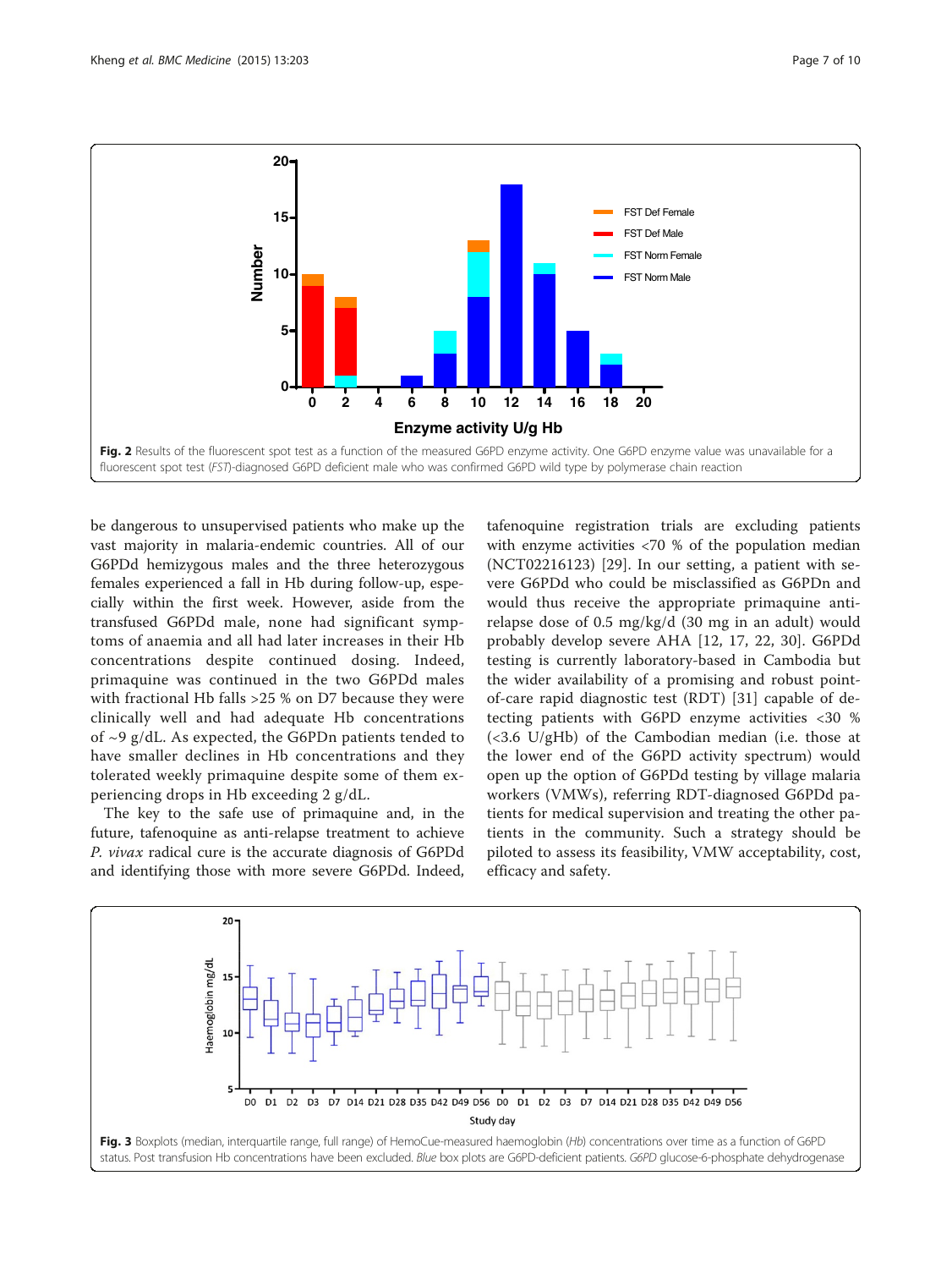Fig. 2 Results of the fluorescent spot test as a function of the measured G6PD enzyme activity. One G6PD enzyme value was unavailable for a fluorescent spot test (*FST*)-diagnosed G6PD deficient male who was confirmed G6PD wild type by polymerase chain reaction

be dangerous to unsupervised patients who make up the vast majority in malaria-endemic countries. All of our G6PDd hemizygous males and the three heterozygous females experienced a fall in Hb during follow-up, especially within the first week. However, aside from the transfused G6PDd male, none had significant symptoms of anaemia and all had later increases in their Hb concentrations despite continued dosing. Indeed, primaquine was continued in the two G6PDd males with fractional Hb falls >25 % on D7 because they were clinically well and had adequate Hb concentrations of ~9 g/dL. As expected, the G6PDn patients tended to have smaller declines in Hb concentrations and they tolerated weekly primaquine despite some of them experiencing drops in Hb exceeding 2 g/dL.

The key to the safe use of primaquine and, in the future, tafenoquine as anti-relapse treatment to achieve *P. vivax* radical cure is the accurate diagnosis of G6PDd and identifying those with more severe G6PDd. Indeed, tafenoquine registration trials are excluding patients with enzyme activities <70 % of the population median (NCT02216123) [29]. In our setting, a patient with severe G6PDd who could be misclassified as G6PDn and would thus receive the appropriate primaquine anti-relapse dose of 0.5 mg/kg/d (30 mg in an adult) would probably develop severe AHA [12, 17, 22, 30]. G6PDd testing is currently laboratory-based in Cambodia but the wider availability of a promising and robust point-of-care rapid diagnostic test (RDT) [31] capable of detecting patients with G6PD enzyme activities <30 % (<3.6 U/gHb) of the Cambodian median (i.e. those at the lower end of the G6PD activity spectrum) would open up the option of G6PDd testing by village malaria workers (VMWs), referring RDT-diagnosed G6PDd patients for medical supervision and treating the other patients in the community. Such a strategy should be piloted to assess its feasibility, VMW acceptability, cost, efficacy and safety.

Fig. 3 Boxplots (median, interquartile range, full range) of HemoCue-measured haemoglobin (*Hb*) concentrations over time as a function of G6PD status. Post transfusion Hb concentrations have been excluded. *Blue* box plots are G6PD-deficient patients. *G6PD* glucose-6-phosphate dehydrogenase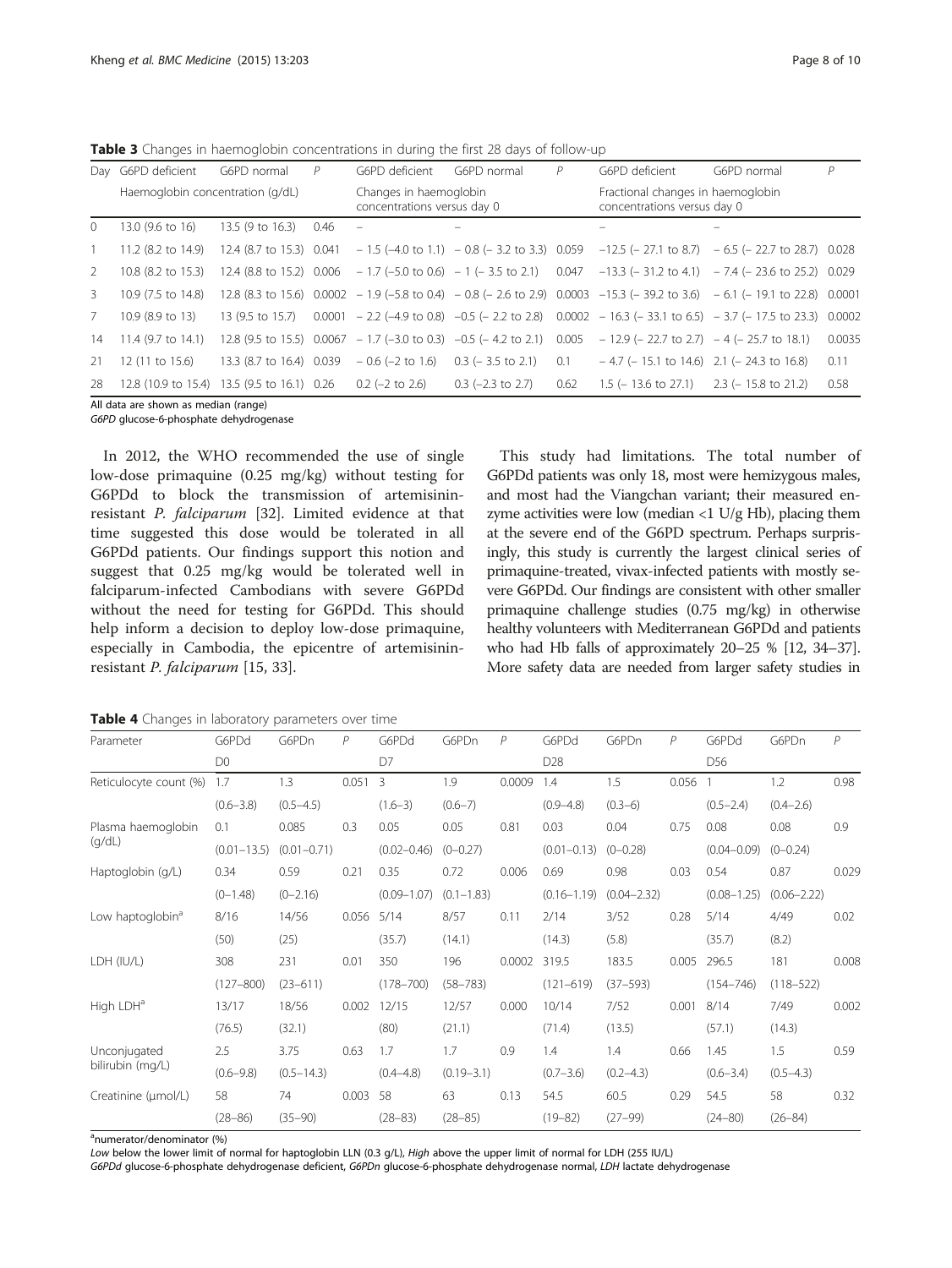**Table 3** Changes in haemoglobin concentrations in during the first 28 days of follow-up

| Day | G6PD deficient | G6PD normal | P | G6PD deficient | G6PD normal | P | G6PD deficient | G6PD normal | P |
|---|---|---|---|---|---|---|---|---|---|
| | Haemoglobin concentration (g/dL) | | | Changes in haemoglobin concentrations versus day 0 | | | Fractional changes in haemoglobin concentrations versus day 0 | | |
| 0 | 13.0 (9.6 to 16) | 13.5 (9 to 16.3) | 0.46 | – | – | | – | – | |
| 1 | 11.2 (8.2 to 14.9) | 12.4 (8.7 to 15.3) | 0.041 | − 1.5 (−4.0 to 1.1) | − 0.8 (− 3.2 to 3.3) | 0.059 | −12.5 (− 27.1 to 8.7) | − 6.5 (− 22.7 to 28.7) | 0.028 |
| 2 | 10.8 (8.2 to 15.3) | 12.4 (8.8 to 15.2) | 0.006 | − 1.7 (−5.0 to 0.6) | − 1 (− 3.5 to 2.1) | 0.047 | −13.3 (− 31.2 to 4.1) | − 7.4 (− 23.6 to 25.2) | 0.029 |
| 3 | 10.9 (7.5 to 14.8) | 12.8 (8.3 to 15.6) | 0.0002 | − 1.9 (−5.8 to 0.4) | − 0.8 (− 2.6 to 2.9) | 0.0003 | −15.3 (− 39.2 to 3.6) | − 6.1 (− 19.1 to 22.8) | 0.0001 |
| 7 | 10.9 (8.9 to 13) | 13 (9.5 to 15.7) | 0.0001 | − 2.2 (−4.9 to 0.8) | −0.5 (− 2.2 to 2.8) | 0.0002 | − 16.3 (− 33.1 to 6.5) | − 3.7 (− 17.5 to 23.3) | 0.0002 |
| 14 | 11.4 (9.7 to 14.1) | 12.8 (9.5 to 15.5) | 0.0067 | − 1.7 (−3.0 to 0.3) | −0.5 (− 4.2 to 2.1) | 0.005 | − 12.9 (− 22.7 to 2.7) | − 4 (− 25.7 to 18.1) | 0.0035 |
| 21 | 12 (11 to 15.6) | 13.3 (8.7 to 16.4) | 0.039 | − 0.6 (−2 to 1.6) | 0.3 (− 3.5 to 2.1) | 0.1 | − 4.7 (− 15.1 to 14.6) | 2.1 (− 24.3 to 16.8) | 0.11 |
| 28 | 12.8 (10.9 to 15.4) | 13.5 (9.5 to 16.1) | 0.26 | 0.2 (−2 to 2.6) | 0.3 (−2.3 to 2.7) | 0.62 | 1.5 (− 13.6 to 27.1) | 2.3 (− 15.8 to 21.2) | 0.58 |

All data are shown as median (range)

*G6PD* glucose-6-phosphate dehydrogenase

In 2012, the WHO recommended the use of single low-dose primaquine (0.25 mg/kg) without testing for G6PDd to block the transmission of artemisinin-resistant *P. falciparum* [32]. Limited evidence at that time suggested this dose would be tolerated in all G6PDd patients. Our findings support this notion and suggest that 0.25 mg/kg would be tolerated well in falciparum-infected Cambodians with severe G6PDd without the need for testing for G6PDd. This should help inform a decision to deploy low-dose primaquine, especially in Cambodia, the epicentre of artemisinin-resistant *P. falciparum* [15, 33].

This study had limitations. The total number of G6PDd patients was only 18, most were hemizygous males, and most had the Viangchan variant; their measured enzyme activities were low (median <1 U/g Hb), placing them at the severe end of the G6PD spectrum. Perhaps surprisingly, this study is currently the largest clinical series of primaquine-treated, vivax-infected patients with mostly severe G6PDd. Our findings are consistent with other smaller primaquine challenge studies (0.75 mg/kg) in otherwise healthy volunteers with Mediterranean G6PDd and patients who had Hb falls of approximately 20–25 % [12, 34–37]. More safety data are needed from larger safety studies in

**Table 4** Changes in laboratory parameters over time

| Parameter | G6PDd | G6PDn | P | G6PDd | G6PDn | P | G6PDd | G6PDn | P | G6PDd | G6PDn | P |
|---|---|---|---|---|---|---|---|---|---|---|---|---|
| | D0 | | | D7 | | | D28 | | | D56 | | |
| Reticulocyte count (%) | 1.7 | 1.3 | 0.051 | 3 | 1.9 | 0.0009 | 1.4 | 1.5 | 0.056 | 1 | 1.2 | 0.98 |
| | (0.6–3.8) | (0.5–4.5) | | (1.6–3) | (0.6–7) | | (0.9–4.8) | (0.3–6) | | (0.5–2.4) | (0.4–2.6) | |
| Plasma haemoglobin (g/dL) | 0.1 | 0.085 | 0.3 | 0.05 | 0.05 | 0.81 | 0.03 | 0.04 | 0.75 | 0.08 | 0.08 | 0.9 |
| | (0.01–13.5) | (0.01–0.71) | | (0.02–0.46) | (0–0.27) | | (0.01–0.13) | (0–0.28) | | (0.04–0.09) | (0–0.24) | |
| Haptoglobin (g/L) | 0.34 | 0.59 | 0.21 | 0.35 | 0.72 | 0.006 | 0.69 | 0.98 | 0.03 | 0.54 | 0.87 | 0.029 |
| | (0–1.48) | (0–2.16) | | (0.09–1.07) | (0.1–1.83) | | (0.16–1.19) | (0.04–2.32) | | (0.08–1.25) | (0.06–2.22) | |
| Low haptoglobin[a] | 8/16 | 14/56 | 0.056 | 5/14 | 8/57 | 0.11 | 2/14 | 3/52 | 0.28 | 5/14 | 4/49 | 0.02 |
| | (50) | (25) | | (35.7) | (14.1) | | (14.3) | (5.8) | | (35.7) | (8.2) | |
| LDH (IU/L) | 308 | 231 | 0.01 | 350 | 196 | 0.0002 | 319.5 | 183.5 | 0.005 | 296.5 | 181 | 0.008 |
| | (127–800) | (23–611) | | (178–700) | (58–783) | | (121–619) | (37–593) | | (154–746) | (118–522) | |
| High LDH[a] | 13/17 | 18/56 | 0.002 | 12/15 | 12/57 | 0.000 | 10/14 | 7/52 | 0.001 | 8/14 | 7/49 | 0.002 |
| | (76.5) | (32.1) | | (80) | (21.1) | | (71.4) | (13.5) | | (57.1) | (14.3) | |
| Unconjugated bilirubin (mg/L) | 2.5 | 3.75 | 0.63 | 1.7 | 1.7 | 0.9 | 1.4 | 1.4 | 0.66 | 1.45 | 1.5 | 0.59 |
| | (0.6–9.8) | (0.5–14.3) | | (0.4–4.8) | (0.19–3.1) | | (0.7–3.6) | (0.2–4.3) | | (0.6–3.4) | (0.5–4.3) | |
| Creatinine (μmol/L) | 58 | 74 | 0.003 | 58 | 63 | 0.13 | 54.5 | 60.5 | 0.29 | 54.5 | 58 | 0.32 |
| | (28–86) | (35–90) | | (28–83) | (28–85) | | (19–82) | (27–99) | | (24–80) | (26–84) | |

[a]numerator/denominator (%)

*Low* below the lower limit of normal for haptoglobin LLN (0.3 g/L), *High* above the upper limit of normal for LDH (255 IU/L)

*G6PDd* glucose-6-phosphate dehydrogenase deficient, *G6PDn* glucose-6-phosphate dehydrogenase normal, *LDH* lactate dehydrogenase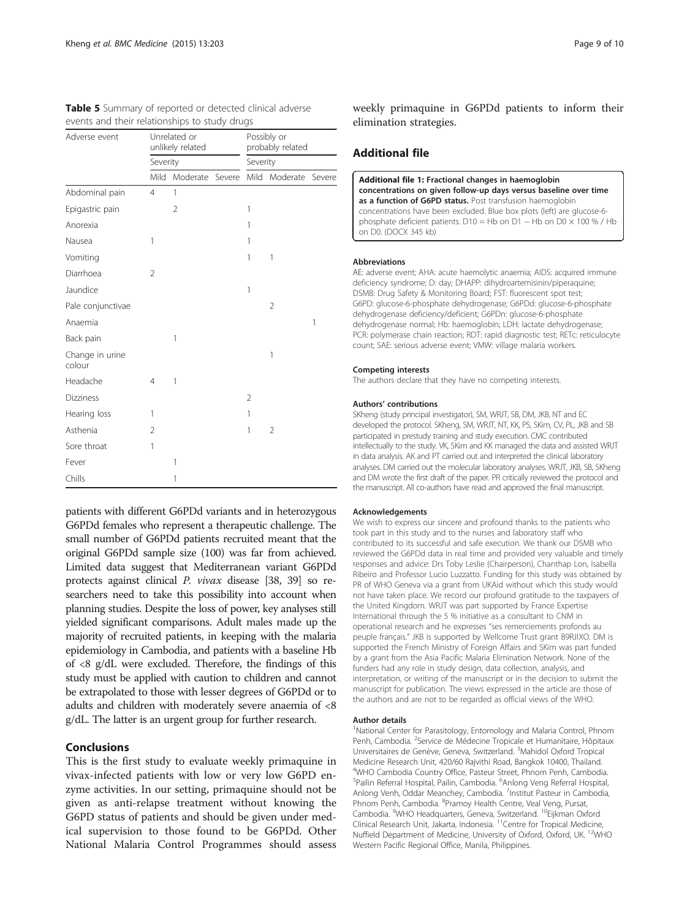**Table 5** Summary of reported or detected clinical adverse events and their relationships to study drugs

| Adverse event | Unrelated or unlikely related | | | Possibly or probably related | | |
|---|---|---|---|---|---|---|
| | Severity | | | Severity | | |
| | Mild | Moderate | Severe | Mild | Moderate | Severe |
| Abdominal pain | 4 | 1 | | | | |
| Epigastric pain | | 2 | | 1 | | |
| Anorexia | | | | 1 | | |
| Nausea | 1 | | | 1 | | |
| Vomiting | | | | 1 | 1 | |
| Diarrhoea | 2 | | | | | |
| Jaundice | | | | 1 | | |
| Pale conjunctivae | | | | | 2 | |
| Anaemia | | | | | | 1 |
| Back pain | | 1 | | | | |
| Change in urine colour | | | | | 1 | |
| Headache | 4 | 1 | | | | |
| Dizziness | | | | 2 | | |
| Hearing loss | 1 | | | 1 | | |
| Asthenia | 2 | | | 1 | 2 | |
| Sore throat | 1 | | | | | |
| Fever | | 1 | | | | |
| Chills | | 1 | | | | |

patients with different G6PDd variants and in heterozygous G6PDd females who represent a therapeutic challenge. The small number of G6PDd patients recruited meant that the original G6PDd sample size (100) was far from achieved. Limited data suggest that Mediterranean variant G6PDd protects against clinical *P. vivax* disease [38, 39] so researchers need to take this possibility into account when planning studies. Despite the loss of power, key analyses still yielded significant comparisons. Adult males made up the majority of recruited patients, in keeping with the malaria epidemiology in Cambodia, and patients with a baseline Hb of <8 g/dL were excluded. Therefore, the findings of this study must be applied with caution to children and cannot be extrapolated to those with lesser degrees of G6PDd or to adults and children with moderately severe anaemia of <8 g/dL. The latter is an urgent group for further research.

## Conclusions

This is the first study to evaluate weekly primaquine in vivax-infected patients with low or very low G6PD enzyme activities. In our setting, primaquine should not be given as anti-relapse treatment without knowing the G6PD status of patients and should be given under medical supervision to those found to be G6PDd. Other National Malaria Control Programmes should assess weekly primaquine in G6PDd patients to inform their elimination strategies.

## Additional file

**Additional file 1: Fractional changes in haemoglobin concentrations on given follow-up days versus baseline over time as a function of G6PD status.** Post transfusion haemoglobin concentrations have been excluded. Blue box plots (left) are glucose-6-phosphate deficient patients. D10 = Hb on D1 − Hb on D0 × 100 % / Hb on D0. (DOCX 345 kb)

#### Abbreviations

AE: adverse event; AHA: acute haemolytic anaemia; AIDS: acquired immune deficiency syndrome; D: day; DHAPP: dihydroartemisinin/piperaquine; DSMB: Drug Safety & Monitoring Board; FST: fluorescent spot test; G6PD: glucose-6-phosphate dehydrogenase; G6PDd: glucose-6-phosphate dehydrogenase deficiency/deficient; G6PDn: glucose-6-phosphate dehydrogenase normal; Hb: haemoglobin; LDH: lactate dehydrogenase; PCR: polymerase chain reaction; RDT: rapid diagnostic test; RETc: reticulocyte count; SAE: serious adverse event; VMW: village malaria workers.

#### Competing interests

The authors declare that they have no competing interests.

#### Authors' contributions

SKheng (study principal investigator), SM, WRJT, SB, DM, JKB, NT and EC developed the protocol. SKheng, SM, WRJT, NT, KK, PS, SKim, CV, PL, JKB and SB participated in prestudy training and study execution. CMC contributed intellectually to the study. VK, SKim and KK managed the data and assisted WRJT in data analysis. AK and PT carried out and interpreted the clinical laboratory analyses. DM carried out the molecular laboratory analyses. WRJT, JKB, SB, SKheng and DM wrote the first draft of the paper. PR critically reviewed the protocol and the manuscript. All co-authors have read and approved the final manuscript.

#### Acknowledgements

We wish to express our sincere and profound thanks to the patients who took part in this study and to the nurses and laboratory staff who contributed to its successful and safe execution. We thank our DSMB who reviewed the G6PDd data in real time and provided very valuable and timely responses and advice: Drs Toby Leslie (Chairperson), Chanthap Lon, Isabella Ribeiro and Professor Lucio Luzzatto. Funding for this study was obtained by PR of WHO Geneva via a grant from UKAid without which this study would not have taken place. We record our profound gratitude to the taxpayers of the United Kingdom. WRJT was part supported by France Expertise International through the 5 % initiative as a consultant to CNM in operational research and he expresses "ses remerciements profonds au peuple français." JKB is supported by Wellcome Trust grant B9RJIXO. DM is supported the French Ministry of Foreign Affairs and SKim was part funded by a grant from the Asia Pacific Malaria Elimination Network. None of the funders had any role in study design, data collection, analysis, and interpretation, or writing of the manuscript or in the decision to submit the manuscript for publication. The views expressed in the article are those of the authors and are not to be regarded as official views of the WHO.

#### Author details

[1]National Center for Parasitology, Entomology and Malaria Control, Phnom Penh, Cambodia. [2]Service de Médecine Tropicale et Humanitaire, Hôpitaux Universitaires de Genève, Geneva, Switzerland. [3]Mahidol Oxford Tropical Medicine Research Unit, 420/60 Rajvithi Road, Bangkok 10400, Thailand. [4]WHO Cambodia Country Office, Pasteur Street, Phnom Penh, Cambodia. [5]Pailin Referral Hospital, Pailin, Cambodia. [6]Anlong Veng Referral Hospital, Anlong Venh, Oddar Meanchey, Cambodia. [7]Institut Pasteur in Cambodia, Phnom Penh, Cambodia. [8]Pramoy Health Centre, Veal Veng, Pursat, Cambodia. [9]WHO Headquarters, Geneva, Switzerland. [10]Eijkman Oxford Clinical Research Unit, Jakarta, Indonesia. [11]Centre for Tropical Medicine, Nuffield Department of Medicine, University of Oxford, Oxford, UK. [12]WHO Western Pacific Regional Office, Manila, Philippines.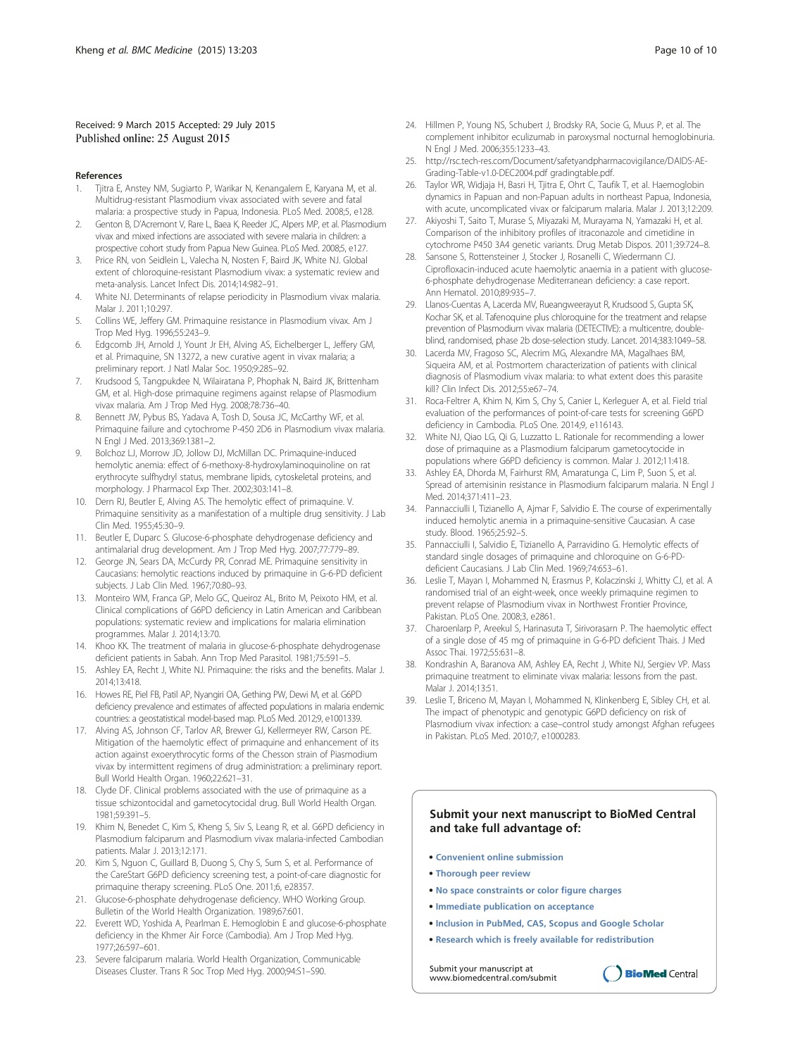Received: 9 March 2015 Accepted: 29 July 2015
Published online: 25 August 2015

## References

1. Tjitra E, Anstey NM, Sugiarto P, Warikar N, Kenangalem E, Karyana M, et al. Multidrug-resistant Plasmodium vivax associated with severe and fatal malaria: a prospective study in Papua, Indonesia. PLoS Med. 2008;5, e128.
2. Genton B, D'Acremont V, Rare L, Baea K, Reeder JC, Alpers MP, et al. Plasmodium vivax and mixed infections are associated with severe malaria in children: a prospective cohort study from Papua New Guinea. PLoS Med. 2008;5, e127.
3. Price RN, von Seidlein L, Valecha N, Nosten F, Baird JK, White NJ. Global extent of chloroquine-resistant Plasmodium vivax: a systematic review and meta-analysis. Lancet Infect Dis. 2014;14:982–91.
4. White NJ. Determinants of relapse periodicity in Plasmodium vivax malaria. Malar J. 2011;10:297.
5. Collins WE, Jeffery GM. Primaquine resistance in Plasmodium vivax. Am J Trop Med Hyg. 1996;55:243–9.
6. Edgcomb JH, Arnold J, Yount Jr EH, Alving AS, Eichelberger L, Jeffery GM, et al. Primaquine, SN 13272, a new curative agent in vivax malaria; a preliminary report. J Natl Malar Soc. 1950;9:285–92.
7. Krudsood S, Tangpukdee N, Wilairatana P, Phophak N, Baird JK, Brittenham GM, et al. High-dose primaquine regimens against relapse of Plasmodium vivax malaria. Am J Trop Med Hyg. 2008;78:736–40.
8. Bennett JW, Pybus BS, Yadava A, Tosh D, Sousa JC, McCarthy WF, et al. Primaquine failure and cytochrome P-450 2D6 in Plasmodium vivax malaria. N Engl J Med. 2013;369:1381–2.
9. Bolchoz LJ, Morrow JD, Jollow DJ, McMillan DC. Primaquine-induced hemolytic anemia: effect of 6-methoxy-8-hydroxylaminoquinoline on rat erythrocyte sulfhydryl status, membrane lipids, cytoskeletal proteins, and morphology. J Pharmacol Exp Ther. 2002;303:141–8.
10. Dern RJ, Beutler E, Alving AS. The hemolytic effect of primaquine. V. Primaquine sensitivity as a manifestation of a multiple drug sensitivity. J Lab Clin Med. 1955;45:30–9.
11. Beutler E, Duparc S. Glucose-6-phosphate dehydrogenase deficiency and antimalarial drug development. Am J Trop Med Hyg. 2007;77:779–89.
12. George JN, Sears DA, McCurdy PR, Conrad ME. Primaquine sensitivity in Caucasians: hemolytic reactions induced by primaquine in G-6-PD deficient subjects. J Lab Clin Med. 1967;70:80–93.
13. Monteiro WM, Franca GP, Melo GC, Queiroz AL, Brito M, Peixoto HM, et al. Clinical complications of G6PD deficiency in Latin American and Caribbean populations: systematic review and implications for malaria elimination programmes. Malar J. 2014;13:70.
14. Khoo KK. The treatment of malaria in glucose-6-phosphate dehydrogenase deficient patients in Sabah. Ann Trop Med Parasitol. 1981;75:591–5.
15. Ashley EA, Recht J, White NJ. Primaquine: the risks and the benefits. Malar J. 2014;13:418.
16. Howes RE, Piel FB, Patil AP, Nyangiri OA, Gething PW, Dewi M, et al. G6PD deficiency prevalence and estimates of affected populations in malaria endemic countries: a geostatistical model-based map. PLoS Med. 2012;9, e1001339.
17. Alving AS, Johnson CF, Tarlov AR, Brewer GJ, Kellermeyer RW, Carson PE. Mitigation of the haemolytic effect of primaquine and enhancement of its action against exoerythrocytic forms of the Chesson strain of Piasmodium vivax by intermittent regimens of drug administration: a preliminary report. Bull World Health Organ. 1960;22:621–31.
18. Clyde DF. Clinical problems associated with the use of primaquine as a tissue schizontocidal and gametocytocidal drug. Bull World Health Organ. 1981;59:391–5.
19. Khim N, Benedet C, Kim S, Kheng S, Siv S, Leang R, et al. G6PD deficiency in Plasmodium falciparum and Plasmodium vivax malaria-infected Cambodian patients. Malar J. 2013;12:171.
20. Kim S, Nguon C, Guillard B, Duong S, Chy S, Sum S, et al. Performance of the CareStart G6PD deficiency screening test, a point-of-care diagnostic for primaquine therapy screening. PLoS One. 2011;6, e28357.
21. Glucose-6-phosphate dehydrogenase deficiency. WHO Working Group. Bulletin of the World Health Organization. 1989;67:601.
22. Everett WD, Yoshida A, Pearlman E. Hemoglobin E and glucose-6-phosphate deficiency in the Khmer Air Force (Cambodia). Am J Trop Med Hyg. 1977;26:597–601.
23. Severe falciparum malaria. World Health Organization, Communicable Diseases Cluster. Trans R Soc Trop Med Hyg. 2000;94:S1–S90.
24. Hillmen P, Young NS, Schubert J, Brodsky RA, Socie G, Muus P, et al. The complement inhibitor eculizumab in paroxysmal nocturnal hemoglobinuria. N Engl J Med. 2006;355:1233–43.
25. http://rsc.tech-res.com/Document/safetyandpharmacovigilance/DAIDS-AE-Grading-Table-v1.0-DEC2004.pdf gradingtable.pdf.
26. Taylor WR, Widjaja H, Basri H, Tjitra E, Ohrt C, Taufik T, et al. Haemoglobin dynamics in Papuan and non-Papuan adults in northeast Papua, Indonesia, with acute, uncomplicated vivax or falciparum malaria. Malar J. 2013;12:209.
27. Akiyoshi T, Saito T, Murase S, Miyazaki M, Murayama N, Yamazaki H, et al. Comparison of the inhibitory profiles of itraconazole and cimetidine in cytochrome P450 3A4 genetic variants. Drug Metab Dispos. 2011;39:724–8.
28. Sansone S, Rottensteiner J, Stocker J, Rosanelli C, Wiedermann CJ. Ciprofloxacin-induced acute haemolytic anaemia in a patient with glucose-6-phosphate dehydrogenase Mediterranean deficiency: a case report. Ann Hematol. 2010;89:935–7.
29. Llanos-Cuentas A, Lacerda MV, Rueangweerayut R, Krudsood S, Gupta SK, Kochar SK, et al. Tafenoquine plus chloroquine for the treatment and relapse prevention of Plasmodium vivax malaria (DETECTIVE): a multicentre, double-blind, randomised, phase 2b dose-selection study. Lancet. 2014;383:1049–58.
30. Lacerda MV, Fragoso SC, Alecrim MG, Alexandre MA, Magalhaes BM, Siqueira AM, et al. Postmortem characterization of patients with clinical diagnosis of Plasmodium vivax malaria: to what extent does this parasite kill? Clin Infect Dis. 2012;55:e67–74.
31. Roca-Feltrer A, Khim N, Kim S, Chy S, Canier L, Kerleguer A, et al. Field trial evaluation of the performances of point-of-care tests for screening G6PD deficiency in Cambodia. PLoS One. 2014;9, e116143.
32. White NJ, Qiao LG, Qi G, Luzzatto L. Rationale for recommending a lower dose of primaquine as a Plasmodium falciparum gametocytocide in populations where G6PD deficiency is common. Malar J. 2012;11:418.
33. Ashley EA, Dhorda M, Fairhurst RM, Amaratunga C, Lim P, Suon S, et al. Spread of artemisinin resistance in Plasmodium falciparum malaria. N Engl J Med. 2014;371:411–23.
34. Pannacciulli I, Tizianello A, Ajmar F, Salvidio E. The course of experimentally induced hemolytic anemia in a primaquine-sensitive Caucasian. A case study. Blood. 1965;25:92–5.
35. Pannacciulli I, Salvidio E, Tizianello A, Parravidino G. Hemolytic effects of standard single dosages of primaquine and chloroquine on G-6-PD-deficient Caucasians. J Lab Clin Med. 1969;74:653–61.
36. Leslie T, Mayan I, Mohammed N, Erasmus P, Kolaczinski J, Whitty CJ, et al. A randomised trial of an eight-week, once weekly primaquine regimen to prevent relapse of Plasmodium vivax in Northwest Frontier Province, Pakistan. PLoS One. 2008;3, e2861.
37. Charoenlarp P, Areekul S, Harinasuta T, Sirivorasarn P. The haemolytic effect of a single dose of 45 mg of primaquine in G-6-PD deficient Thais. J Med Assoc Thai. 1972;55:631–8.
38. Kondrashin A, Baranova AM, Ashley EA, Recht J, White NJ, Sergiev VP. Mass primaquine treatment to eliminate vivax malaria: lessons from the past. Malar J. 2014;13:51.
39. Leslie T, Briceno M, Mayan I, Mohammed N, Klinkenberg E, Sibley CH, et al. The impact of phenotypic and genotypic G6PD deficiency on risk of Plasmodium vivax infection: a case–control study amongst Afghan refugees in Pakistan. PLoS Med. 2010;7, e1000283.

**Submit your next manuscript to BioMed Central and take full advantage of:**

- **Convenient online submission**
- **Thorough peer review**
- **No space constraints or color figure charges**
- **Immediate publication on acceptance**
- **Inclusion in PubMed, CAS, Scopus and Google Scholar**
- **Research which is freely available for redistribution**

Submit your manuscript at
www.biomedcentral.com/submit

BioMed Central